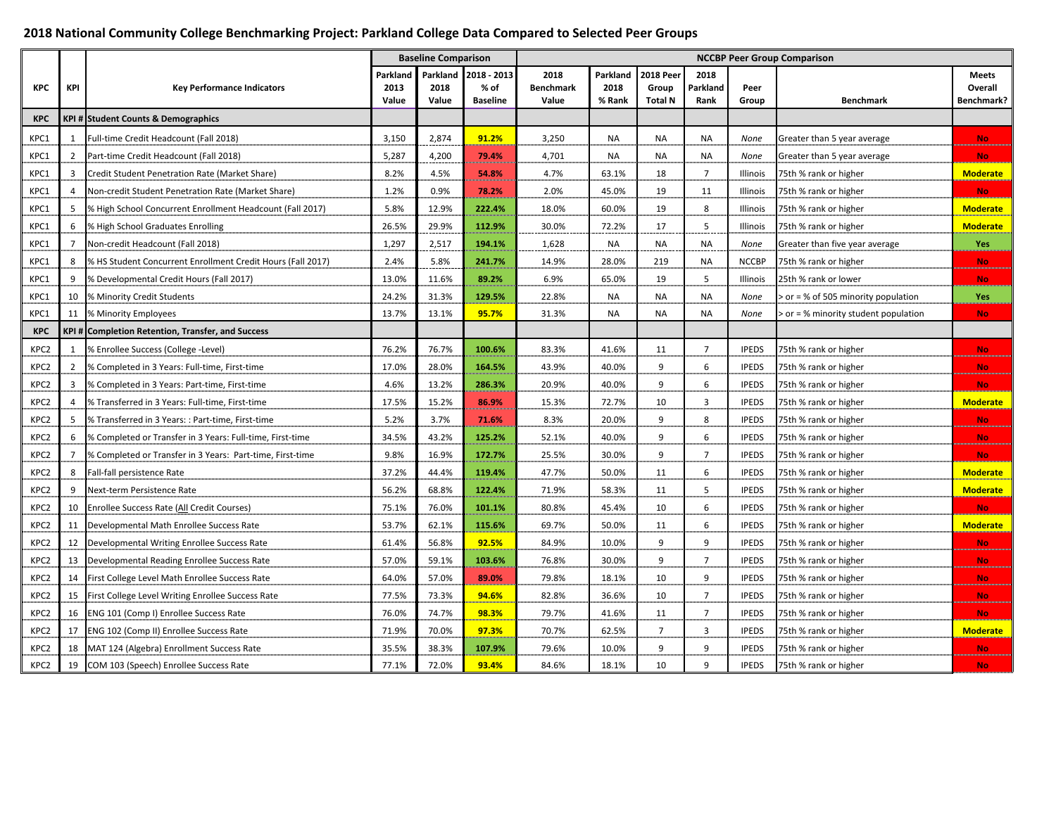## 2018 National Community College Benchmarking Project: Parkland College Data Compared to Selected Peer Groups

| | | | Baseline Comparison | | | NCCBP Peer Group Comparison | | | | | | |
|---|---|---|---|---|---|---|---|---|---|---|---|---|
| KPC | KPI | Key Performance Indicators | Parkland 2013 Value | Parkland 2018 Value | 2018 - 2013 % of Baseline | 2018 Benchmark Value | Parkland 2018 % Rank | 2018 Peer Group Total N | 2018 Parkland Rank | Peer Group | Benchmark | Meets Overall Benchmark? |
| KPC | KPI # | Student Counts & Demographics | | | | | | | | | | |
| KPC1 | 1 | Full-time Credit Headcount (Fall 2018) | 3,150 | 2,874 | 91.2% | 3,250 | NA | NA | NA | None | Greater than 5 year average | No |
| KPC1 | 2 | Part-time Credit Headcount (Fall 2018) | 5,287 | 4,200 | 79.4% | 4,701 | NA | NA | NA | None | Greater than 5 year average | No |
| KPC1 | 3 | Credit Student Penetration Rate (Market Share) | 8.2% | 4.5% | 54.8% | 4.7% | 63.1% | 18 | 7 | Illinois | 75th % rank or higher | Moderate |
| KPC1 | 4 | Non-credit Student Penetration Rate (Market Share) | 1.2% | 0.9% | 78.2% | 2.0% | 45.0% | 19 | 11 | Illinois | 75th % rank or higher | No |
| KPC1 | 5 | % High School Concurrent Enrollment Headcount (Fall 2017) | 5.8% | 12.9% | 222.4% | 18.0% | 60.0% | 19 | 8 | Illinois | 75th % rank or higher | Moderate |
| KPC1 | 6 | % High School Graduates Enrolling | 26.5% | 29.9% | 112.9% | 30.0% | 72.2% | 17 | 5 | Illinois | 75th % rank or higher | Moderate |
| KPC1 | 7 | Non-credit Headcount (Fall 2018) | 1,297 | 2,517 | 194.1% | 1,628 | NA | NA | NA | None | Greater than five year average | Yes |
| KPC1 | 8 | % HS Student Concurrent Enrollment Credit Hours (Fall 2017) | 2.4% | 5.8% | 241.7% | 14.9% | 28.0% | 219 | NA | NCCBP | 75th % rank or higher | No |
| KPC1 | 9 | % Developmental Credit Hours (Fall 2017) | 13.0% | 11.6% | 89.2% | 6.9% | 65.0% | 19 | 5 | Illinois | 25th % rank or lower | No |
| KPC1 | 10 | % Minority Credit Students | 24.2% | 31.3% | 129.5% | 22.8% | NA | NA | NA | None | > or = % of 505 minority population | Yes |
| KPC1 | 11 | % Minority Employees | 13.7% | 13.1% | 95.7% | 31.3% | NA | NA | NA | None | > or = % minority student population | No |
| KPC | KPI # | Completion Retention, Transfer, and Success | | | | | | | | | | |
| KPC2 | 1 | % Enrollee Success (College -Level) | 76.2% | 76.7% | 100.6% | 83.3% | 41.6% | 11 | 7 | IPEDS | 75th % rank or higher | No |
| KPC2 | 2 | % Completed in 3 Years: Full-time, First-time | 17.0% | 28.0% | 164.5% | 43.9% | 40.0% | 9 | 6 | IPEDS | 75th % rank or higher | No |
| KPC2 | 3 | % Completed in 3 Years: Part-time, First-time | 4.6% | 13.2% | 286.3% | 20.9% | 40.0% | 9 | 6 | IPEDS | 75th % rank or higher | No |
| KPC2 | 4 | % Transferred in 3 Years: Full-time, First-time | 17.5% | 15.2% | 86.9% | 15.3% | 72.7% | 10 | 3 | IPEDS | 75th % rank or higher | Moderate |
| KPC2 | 5 | % Transferred in 3 Years: : Part-time, First-time | 5.2% | 3.7% | 71.6% | 8.3% | 20.0% | 9 | 8 | IPEDS | 75th % rank or higher | No |
| KPC2 | 6 | % Completed or Transfer in 3 Years: Full-time, First-time | 34.5% | 43.2% | 125.2% | 52.1% | 40.0% | 9 | 6 | IPEDS | 75th % rank or higher | No |
| KPC2 | 7 | % Completed or Transfer in 3 Years: Part-time, First-time | 9.8% | 16.9% | 172.7% | 25.5% | 30.0% | 9 | 7 | IPEDS | 75th % rank or higher | No |
| KPC2 | 8 | Fall-fall persistence Rate | 37.2% | 44.4% | 119.4% | 47.7% | 50.0% | 11 | 6 | IPEDS | 75th % rank or higher | Moderate |
| KPC2 | 9 | Next-term Persistence Rate | 56.2% | 68.8% | 122.4% | 71.9% | 58.3% | 11 | 5 | IPEDS | 75th % rank or higher | Moderate |
| KPC2 | 10 | Enrollee Success Rate (All Credit Courses) | 75.1% | 76.0% | 101.1% | 80.8% | 45.4% | 10 | 6 | IPEDS | 75th % rank or higher | No |
| KPC2 | 11 | Developmental Math Enrollee Success Rate | 53.7% | 62.1% | 115.6% | 69.7% | 50.0% | 11 | 6 | IPEDS | 75th % rank or higher | Moderate |
| KPC2 | 12 | Developmental Writing Enrollee Success Rate | 61.4% | 56.8% | 92.5% | 84.9% | 10.0% | 9 | 9 | IPEDS | 75th % rank or higher | No |
| KPC2 | 13 | Developmental Reading Enrollee Success Rate | 57.0% | 59.1% | 103.6% | 76.8% | 30.0% | 9 | 7 | IPEDS | 75th % rank or higher | No |
| KPC2 | 14 | First College Level Math Enrollee Success Rate | 64.0% | 57.0% | 89.0% | 79.8% | 18.1% | 10 | 9 | IPEDS | 75th % rank or higher | No |
| KPC2 | 15 | First College Level Writing Enrollee Success Rate | 77.5% | 73.3% | 94.6% | 82.8% | 36.6% | 10 | 7 | IPEDS | 75th % rank or higher | No |
| KPC2 | 16 | ENG 101 (Comp I) Enrollee Success Rate | 76.0% | 74.7% | 98.3% | 79.7% | 41.6% | 11 | 7 | IPEDS | 75th % rank or higher | No |
| KPC2 | 17 | ENG 102 (Comp II) Enrollee Success Rate | 71.9% | 70.0% | 97.3% | 70.7% | 62.5% | 7 | 3 | IPEDS | 75th % rank or higher | Moderate |
| KPC2 | 18 | MAT 124 (Algebra) Enrollment Success Rate | 35.5% | 38.3% | 107.9% | 79.6% | 10.0% | 9 | 9 | IPEDS | 75th % rank or higher | No |
| KPC2 | 19 | COM 103 (Speech) Enrollee Success Rate | 77.1% | 72.0% | 93.4% | 84.6% | 18.1% | 10 | 9 | IPEDS | 75th % rank or higher | No |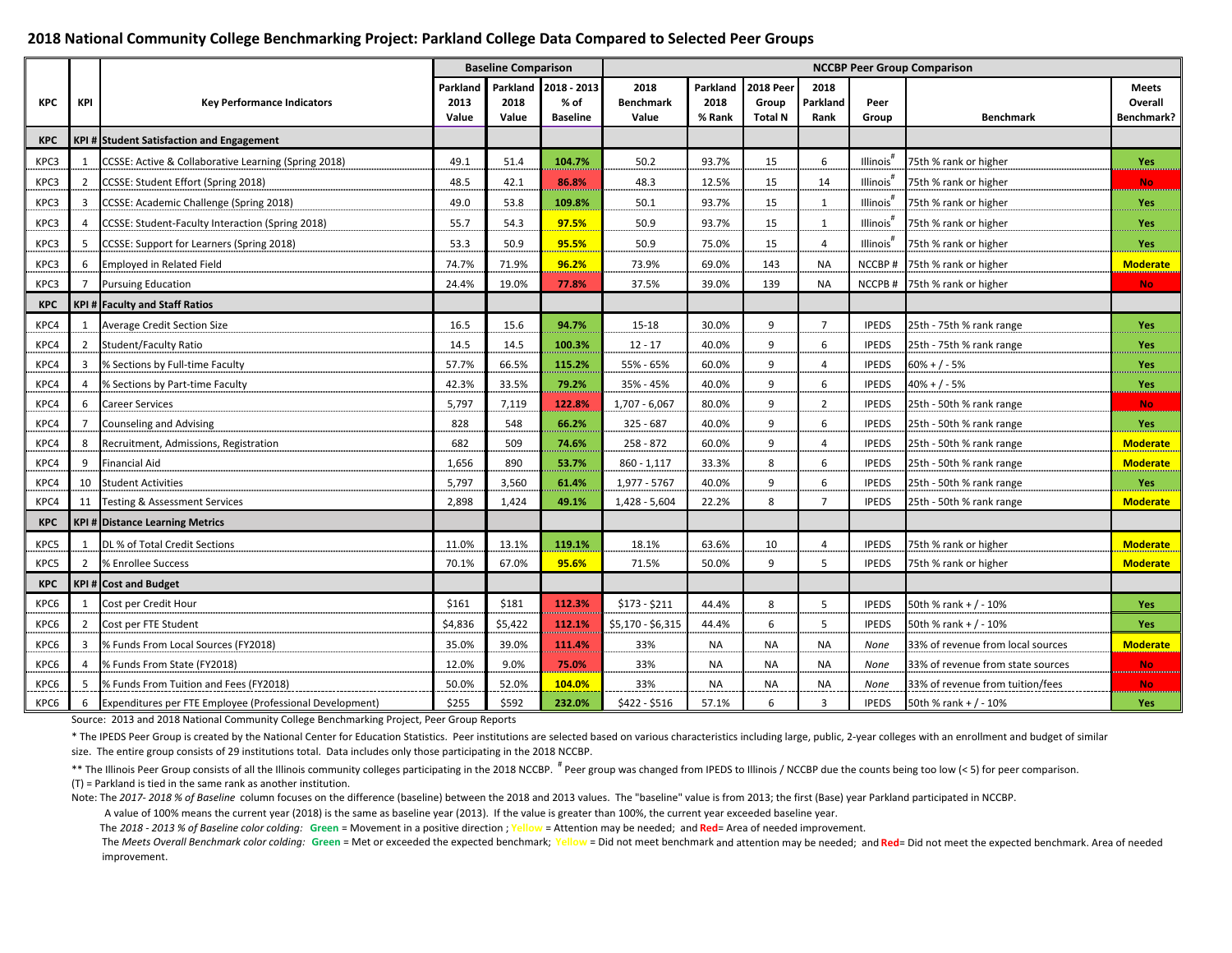## 2018 National Community College Benchmarking Project: Parkland College Data Compared to Selected Peer Groups

| KPC | KPI | Key Performance Indicators | Baseline Comparison | | | NCCBP Peer Group Comparison | | | | | | |
|---|---|---|---|---|---|---|---|---|---|---|---|---|
| | | | Parkland 2013 Value | Parkland 2018 Value | 2018 - 2013 % of Baseline | 2018 Benchmark Value | Parkland 2018 % Rank | 2018 Peer Group Total N | 2018 Parkland Rank | Peer Group | Benchmark | Meets Overall Benchmark? |
| **KPC** | **KPI #** | **Student Satisfaction and Engagement** | | | | | | | | | | |
| KPC3 | 1 | CCSSE: Active & Collaborative Learning (Spring 2018) | 49.1 | 51.4 | 104.7% | 50.2 | 93.7% | 15 | 6 | Illinois# | 75th % rank or higher | Yes |
| KPC3 | 2 | CCSSE: Student Effort (Spring 2018) | 48.5 | 42.1 | 86.8% | 48.3 | 12.5% | 15 | 14 | Illinois# | 75th % rank or higher | No |
| KPC3 | 3 | CCSSE: Academic Challenge (Spring 2018) | 49.0 | 53.8 | 109.8% | 50.1 | 93.7% | 15 | 1 | Illinois# | 75th % rank or higher | Yes |
| KPC3 | 4 | CCSSE: Student-Faculty Interaction (Spring 2018) | 55.7 | 54.3 | 97.5% | 50.9 | 93.7% | 15 | 1 | Illinois# | 75th % rank or higher | Yes |
| KPC3 | 5 | CCSSE: Support for Learners (Spring 2018) | 53.3 | 50.9 | 95.5% | 50.9 | 75.0% | 15 | 4 | Illinois# | 75th % rank or higher | Yes |
| KPC3 | 6 | Employed in Related Field | 74.7% | 71.9% | 96.2% | 73.9% | 69.0% | 143 | NA | NCCBP # | 75th % rank or higher | Moderate |
| KPC3 | 7 | Pursuing Education | 24.4% | 19.0% | 77.8% | 37.5% | 39.0% | 139 | NA | NCCPB # | 75th % rank or higher | No |
| **KPC** | **KPI #** | **Faculty and Staff Ratios** | | | | | | | | | | |
| KPC4 | 1 | Average Credit Section Size | 16.5 | 15.6 | 94.7% | 15-18 | 30.0% | 9 | 7 | IPEDS | 25th - 75th % rank range | Yes |
| KPC4 | 2 | Student/Faculty Ratio | 14.5 | 14.5 | 100.3% | 12 - 17 | 40.0% | 9 | 6 | IPEDS | 25th - 75th % rank range | Yes |
| KPC4 | 3 | % Sections by Full-time Faculty | 57.7% | 66.5% | 115.2% | 55% - 65% | 60.0% | 9 | 4 | IPEDS | 60% + / - 5% | Yes |
| KPC4 | 4 | % Sections by Part-time Faculty | 42.3% | 33.5% | 79.2% | 35% - 45% | 40.0% | 9 | 6 | IPEDS | 40% + / - 5% | Yes |
| KPC4 | 6 | Career Services | 5,797 | 7,119 | 122.8% | 1,707 - 6,067 | 80.0% | 9 | 2 | IPEDS | 25th - 50th % rank range | No |
| KPC4 | 7 | Counseling and Advising | 828 | 548 | 66.2% | 325 - 687 | 40.0% | 9 | 6 | IPEDS | 25th - 50th % rank range | Yes |
| KPC4 | 8 | Recruitment, Admissions, Registration | 682 | 509 | 74.6% | 258 - 872 | 60.0% | 9 | 4 | IPEDS | 25th - 50th % rank range | Moderate |
| KPC4 | 9 | Financial Aid | 1,656 | 890 | 53.7% | 860 - 1,117 | 33.3% | 8 | 6 | IPEDS | 25th - 50th % rank range | Moderate |
| KPC4 | 10 | Student Activities | 5,797 | 3,560 | 61.4% | 1,977 - 5767 | 40.0% | 9 | 6 | IPEDS | 25th - 50th % rank range | Yes |
| KPC4 | 11 | Testing & Assessment Services | 2,898 | 1,424 | 49.1% | 1,428 - 5,604 | 22.2% | 8 | 7 | IPEDS | 25th - 50th % rank range | Moderate |
| **KPC** | **KPI #** | **Distance Learning Metrics** | | | | | | | | | | |
| KPC5 | 1 | DL % of Total Credit Sections | 11.0% | 13.1% | 119.1% | 18.1% | 63.6% | 10 | 4 | IPEDS | 75th % rank or higher | Moderate |
| KPC5 | 2 | % Enrollee Success | 70.1% | 67.0% | 95.6% | 71.5% | 50.0% | 9 | 5 | IPEDS | 75th % rank or higher | Moderate |
| **KPC** | **KPI #** | **Cost and Budget** | | | | | | | | | | |
| KPC6 | 1 | Cost per Credit Hour | $161 | $181 | 112.3% | $173 - $211 | 44.4% | 8 | 5 | IPEDS | 50th % rank + / - 10% | Yes |
| KPC6 | 2 | Cost per FTE Student | $4,836 | $5,422 | 112.1% | $5,170 - $6,315 | 44.4% | 6 | 5 | IPEDS | 50th % rank + / - 10% | Yes |
| KPC6 | 3 | % Funds From Local Sources (FY2018) | 35.0% | 39.0% | 111.4% | 33% | NA | NA | NA | *None* | 33% of revenue from local sources | Moderate |
| KPC6 | 4 | % Funds From State (FY2018) | 12.0% | 9.0% | 75.0% | 33% | NA | NA | NA | *None* | 33% of revenue from state sources | No |
| KPC6 | 5 | % Funds From Tuition and Fees (FY2018) | 50.0% | 52.0% | 104.0% | 33% | NA | NA | NA | *None* | 33% of revenue from tuition/fees | No |
| KPC6 | 6 | Expenditures per FTE Employee (Professional Development) | $255 | $592 | 232.0% | $422 - $516 | 57.1% | 6 | 3 | IPEDS | 50th % rank + / - 10% | Yes |

Source: 2013 and 2018 National Community College Benchmarking Project, Peer Group Reports

* The IPEDS Peer Group is created by the National Center for Education Statistics. Peer institutions are selected based on various characteristics including large, public, 2-year colleges with an enrollment and budget of similar size. The entire group consists of 29 institutions total. Data includes only those participating in the 2018 NCCBP.

** The Illinois Peer Group consists of all the Illinois community colleges participating in the 2018 NCCBP. # Peer group was changed from IPEDS to Illinois / NCCBP due the counts being too low (< 5) for peer comparison.

(T) = Parkland is tied in the same rank as another institution.

Note: The *2017- 2018 % of Baseline* column focuses on the difference (baseline) between the 2018 and 2013 values. The "baseline" value is from 2013; the first (Base) year Parkland participated in NCCBP.

A value of 100% means the current year (2018) is the same as baseline year (2013). If the value is greater than 100%, the current year exceeded baseline year.

The *2018 - 2013 % of Baseline color colding:* **Green** = Movement in a positive direction ; **Yellow** = Attention may be needed; and **Red**= Area of needed improvement.

The *Meets Overall Benchmark color colding:* **Green** = Met or exceeded the expected benchmark; **Yellow** = Did not meet benchmark and attention may be needed; and **Red**= Did not meet the expected benchmark. Area of needed improvement.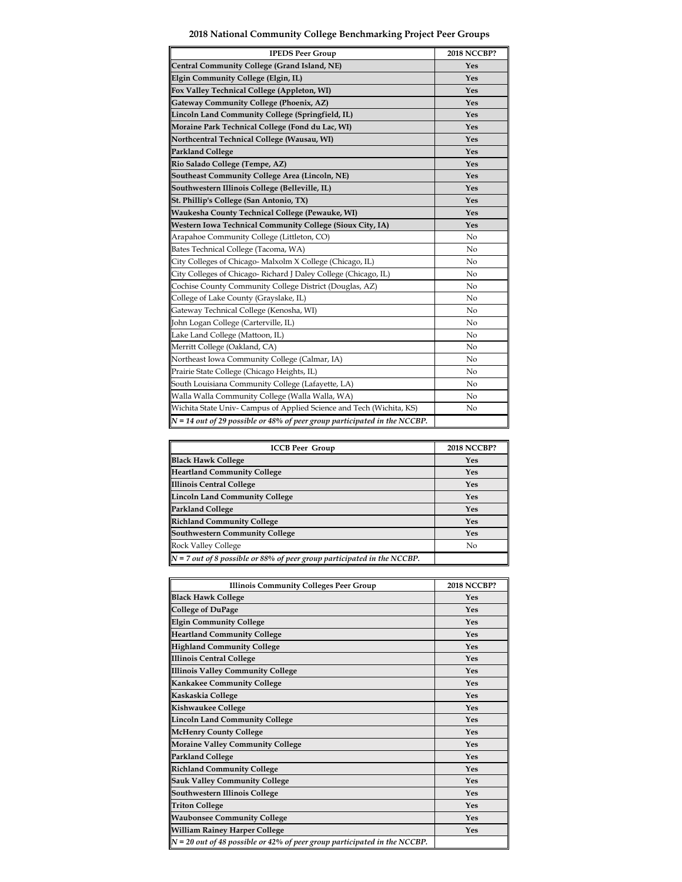# 2018 National Community College Benchmarking Project Peer Groups

| IPEDS Peer Group | 2018 NCCBP? |
|---|---|
| **Central Community College (Grand Island, NE)** | **Yes** |
| **Elgin Community College (Elgin, IL)** | **Yes** |
| **Fox Valley Technical College (Appleton, WI)** | **Yes** |
| **Gateway Community College (Phoenix, AZ)** | **Yes** |
| **Lincoln Land Community College (Springfield, IL)** | **Yes** |
| **Moraine Park Technical College (Fond du Lac, WI)** | **Yes** |
| **Northcentral Technical College (Wausau, WI)** | **Yes** |
| **Parkland College** | **Yes** |
| **Rio Salado College (Tempe, AZ)** | **Yes** |
| **Southeast Community College Area (Lincoln, NE)** | **Yes** |
| **Southwestern Illinois College (Belleville, IL)** | **Yes** |
| **St. Phillip's College (San Antonio, TX)** | **Yes** |
| **Waukesha County Technical College (Pewauke, WI)** | **Yes** |
| **Western Iowa Technical Community College (Sioux City, IA)** | **Yes** |
| Arapahoe Community College (Littleton, CO) | No |
| Bates Technical College (Tacoma, WA) | No |
| City Colleges of Chicago- Malxolm X College (Chicago, IL) | No |
| City Colleges of Chicago- Richard J Daley College (Chicago, IL) | No |
| Cochise County Community College District (Douglas, AZ) | No |
| College of Lake County (Grayslake, IL) | No |
| Gateway Technical College (Kenosha, WI) | No |
| John Logan College (Carterville, IL) | No |
| Lake Land College (Mattoon, IL) | No |
| Merritt College (Oakland, CA) | No |
| Northeast Iowa Community College (Calmar, IA) | No |
| Prairie State College (Chicago Heights, IL) | No |
| South Louisiana Community College (Lafayette, LA) | No |
| Walla Walla Community College (Walla Walla, WA) | No |
| Wichita State Univ- Campus of Applied Science and Tech (Wichita, KS) | No |
| *N = 14 out of 29 possible or 48% of peer group participated in the NCCBP.* | |

| ICCB Peer Group | 2018 NCCBP? |
|---|---|
| **Black Hawk College** | **Yes** |
| **Heartland Community College** | **Yes** |
| **Illinois Central College** | **Yes** |
| **Lincoln Land Community College** | **Yes** |
| **Parkland College** | **Yes** |
| **Richland Community College** | **Yes** |
| **Southwestern Community College** | **Yes** |
| Rock Valley College | No |
| *N = 7 out of 8 possible or 88% of peer group participated in the NCCBP.* | |

| Illinois Community Colleges Peer Group | 2018 NCCBP? |
|---|---|
| **Black Hawk College** | **Yes** |
| **College of DuPage** | **Yes** |
| **Elgin Community College** | **Yes** |
| **Heartland Community College** | **Yes** |
| **Highland Community College** | **Yes** |
| **Illinois Central College** | **Yes** |
| **Illinois Valley Community College** | **Yes** |
| **Kankakee Community College** | **Yes** |
| **Kaskaskia College** | **Yes** |
| **Kishwaukee College** | **Yes** |
| **Lincoln Land Community College** | **Yes** |
| **McHenry County College** | **Yes** |
| **Moraine Valley Community College** | **Yes** |
| **Parkland College** | **Yes** |
| **Richland Community College** | **Yes** |
| **Sauk Valley Community College** | **Yes** |
| **Southwestern Illinois College** | **Yes** |
| **Triton College** | **Yes** |
| **Waubonsee Community College** | **Yes** |
| **William Rainey Harper College** | **Yes** |
| *N = 20 out of 48 possible or 42% of peer group participated in the NCCBP.* | |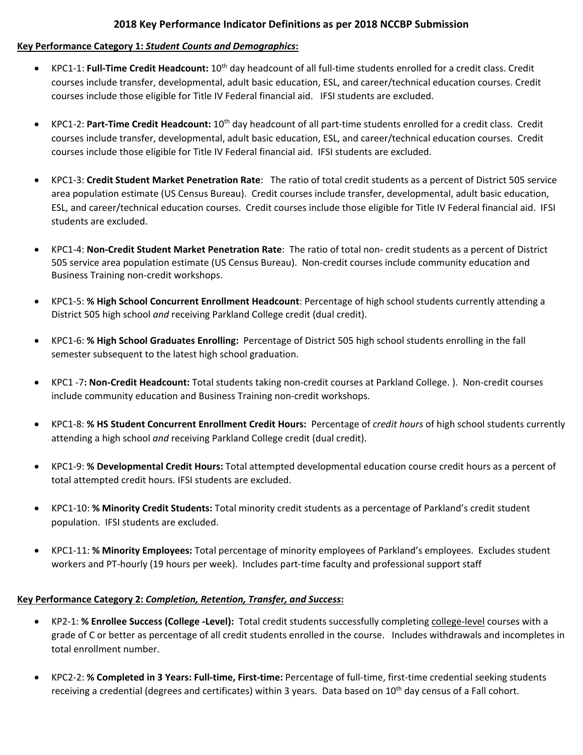## 2018 Key Performance Indicator Definitions as per 2018 NCCBP Submission

**Key Performance Category 1: *Student Counts and Demographics*:**

- KPC1-1: **Full-Time Credit Headcount:** 10th day headcount of all full-time students enrolled for a credit class. Credit courses include transfer, developmental, adult basic education, ESL, and career/technical education courses. Credit courses include those eligible for Title IV Federal financial aid. IFSI students are excluded.

- KPC1-2: **Part-Time Credit Headcount:** 10th day headcount of all part-time students enrolled for a credit class. Credit courses include transfer, developmental, adult basic education, ESL, and career/technical education courses. Credit courses include those eligible for Title IV Federal financial aid. IFSI students are excluded.

- KPC1-3: **Credit Student Market Penetration Rate**: The ratio of total credit students as a percent of District 505 service area population estimate (US Census Bureau). Credit courses include transfer, developmental, adult basic education, ESL, and career/technical education courses. Credit courses include those eligible for Title IV Federal financial aid. IFSI students are excluded.

- KPC1-4: **Non-Credit Student Market Penetration Rate**: The ratio of total non- credit students as a percent of District 505 service area population estimate (US Census Bureau). Non-credit courses include community education and Business Training non-credit workshops.

- KPC1-5: **% High School Concurrent Enrollment Headcount**: Percentage of high school students currently attending a District 505 high school *and* receiving Parkland College credit (dual credit).

- KPC1-6: **% High School Graduates Enrolling:** Percentage of District 505 high school students enrolling in the fall semester subsequent to the latest high school graduation.

- KPC1 -7**: Non-Credit Headcount:** Total students taking non-credit courses at Parkland College. ). Non-credit courses include community education and Business Training non-credit workshops.

- KPC1-8: **% HS Student Concurrent Enrollment Credit Hours:** Percentage of *credit hours* of high school students currently attending a high school *and* receiving Parkland College credit (dual credit).

- KPC1-9: **% Developmental Credit Hours:** Total attempted developmental education course credit hours as a percent of total attempted credit hours. IFSI students are excluded.

- KPC1-10: **% Minority Credit Students:** Total minority credit students as a percentage of Parkland's credit student population. IFSI students are excluded.

- KPC1-11: **% Minority Employees:** Total percentage of minority employees of Parkland's employees. Excludes student workers and PT-hourly (19 hours per week). Includes part-time faculty and professional support staff

**Key Performance Category 2: *Completion, Retention, Transfer, and Success*:**

- KP2-1: **% Enrollee Success (College -Level):** Total credit students successfully completing <u>college-level</u> courses with a grade of C or better as percentage of all credit students enrolled in the course. Includes withdrawals and incompletes in total enrollment number.

- KPC2-2: **% Completed in 3 Years: Full-time, First-time:** Percentage of full-time, first-time credential seeking students receiving a credential (degrees and certificates) within 3 years. Data based on 10th day census of a Fall cohort.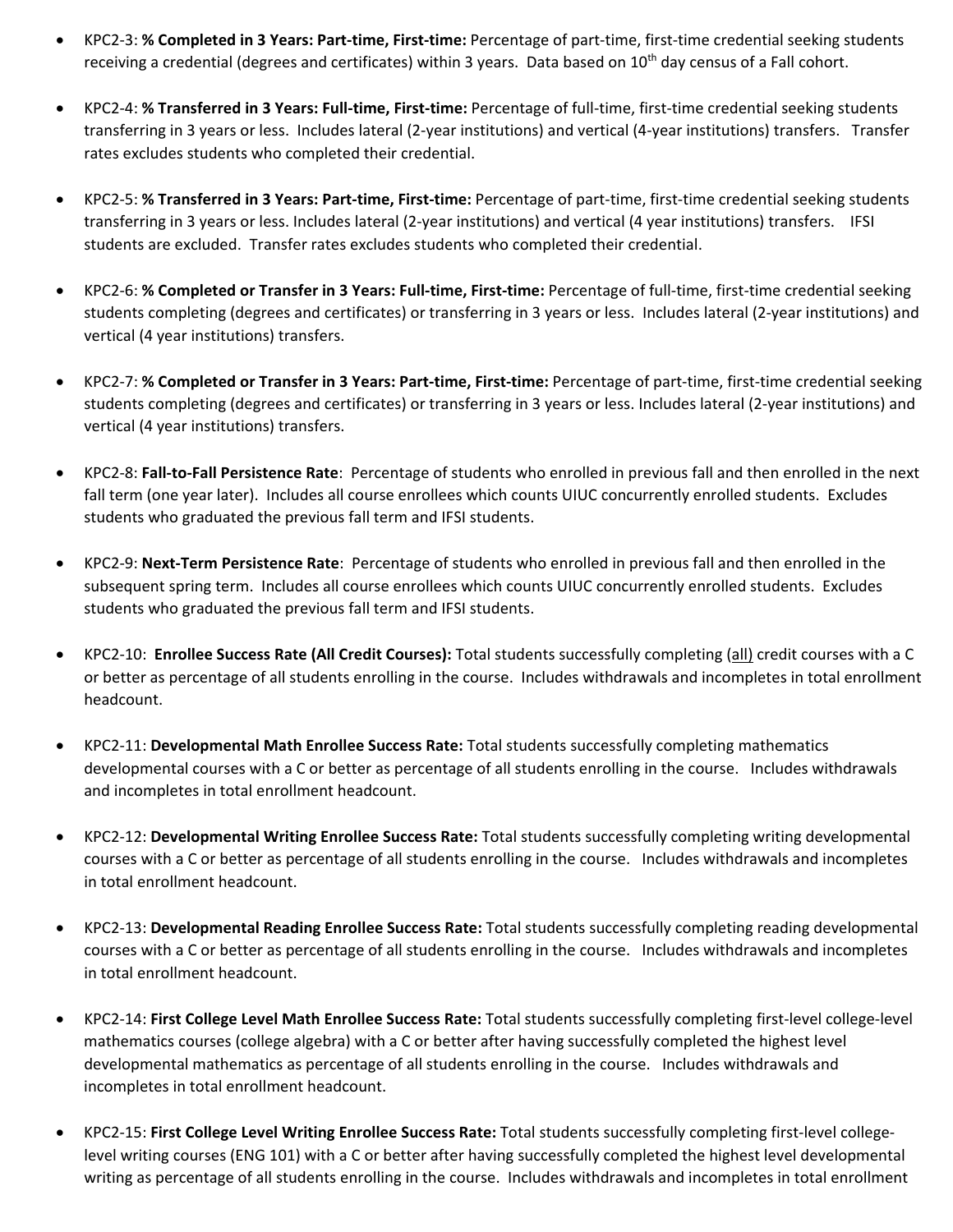- KPC2-3: **% Completed in 3 Years: Part-time, First-time:** Percentage of part-time, first-time credential seeking students receiving a credential (degrees and certificates) within 3 years. Data based on 10th day census of a Fall cohort.

- KPC2-4: **% Transferred in 3 Years: Full-time, First-time:** Percentage of full-time, first-time credential seeking students transferring in 3 years or less. Includes lateral (2-year institutions) and vertical (4-year institutions) transfers. Transfer rates excludes students who completed their credential.

- KPC2-5: **% Transferred in 3 Years: Part-time, First-time:** Percentage of part-time, first-time credential seeking students transferring in 3 years or less. Includes lateral (2-year institutions) and vertical (4 year institutions) transfers. IFSI students are excluded. Transfer rates excludes students who completed their credential.

- KPC2-6: **% Completed or Transfer in 3 Years: Full-time, First-time:** Percentage of full-time, first-time credential seeking students completing (degrees and certificates) or transferring in 3 years or less. Includes lateral (2-year institutions) and vertical (4 year institutions) transfers.

- KPC2-7: **% Completed or Transfer in 3 Years: Part-time, First-time:** Percentage of part-time, first-time credential seeking students completing (degrees and certificates) or transferring in 3 years or less. Includes lateral (2-year institutions) and vertical (4 year institutions) transfers.

- KPC2-8: **Fall-to-Fall Persistence Rate**: Percentage of students who enrolled in previous fall and then enrolled in the next fall term (one year later). Includes all course enrollees which counts UIUC concurrently enrolled students. Excludes students who graduated the previous fall term and IFSI students.

- KPC2-9: **Next-Term Persistence Rate**: Percentage of students who enrolled in previous fall and then enrolled in the subsequent spring term. Includes all course enrollees which counts UIUC concurrently enrolled students. Excludes students who graduated the previous fall term and IFSI students.

- KPC2-10: **Enrollee Success Rate (All Credit Courses):** Total students successfully completing (all) credit courses with a C or better as percentage of all students enrolling in the course. Includes withdrawals and incompletes in total enrollment headcount.

- KPC2-11: **Developmental Math Enrollee Success Rate:** Total students successfully completing mathematics developmental courses with a C or better as percentage of all students enrolling in the course. Includes withdrawals and incompletes in total enrollment headcount.

- KPC2-12: **Developmental Writing Enrollee Success Rate:** Total students successfully completing writing developmental courses with a C or better as percentage of all students enrolling in the course. Includes withdrawals and incompletes in total enrollment headcount.

- KPC2-13: **Developmental Reading Enrollee Success Rate:** Total students successfully completing reading developmental courses with a C or better as percentage of all students enrolling in the course. Includes withdrawals and incompletes in total enrollment headcount.

- KPC2-14: **First College Level Math Enrollee Success Rate:** Total students successfully completing first-level college-level mathematics courses (college algebra) with a C or better after having successfully completed the highest level developmental mathematics as percentage of all students enrolling in the course. Includes withdrawals and incompletes in total enrollment headcount.

- KPC2-15: **First College Level Writing Enrollee Success Rate:** Total students successfully completing first-level college-level writing courses (ENG 101) with a C or better after having successfully completed the highest level developmental writing as percentage of all students enrolling in the course. Includes withdrawals and incompletes in total enrollment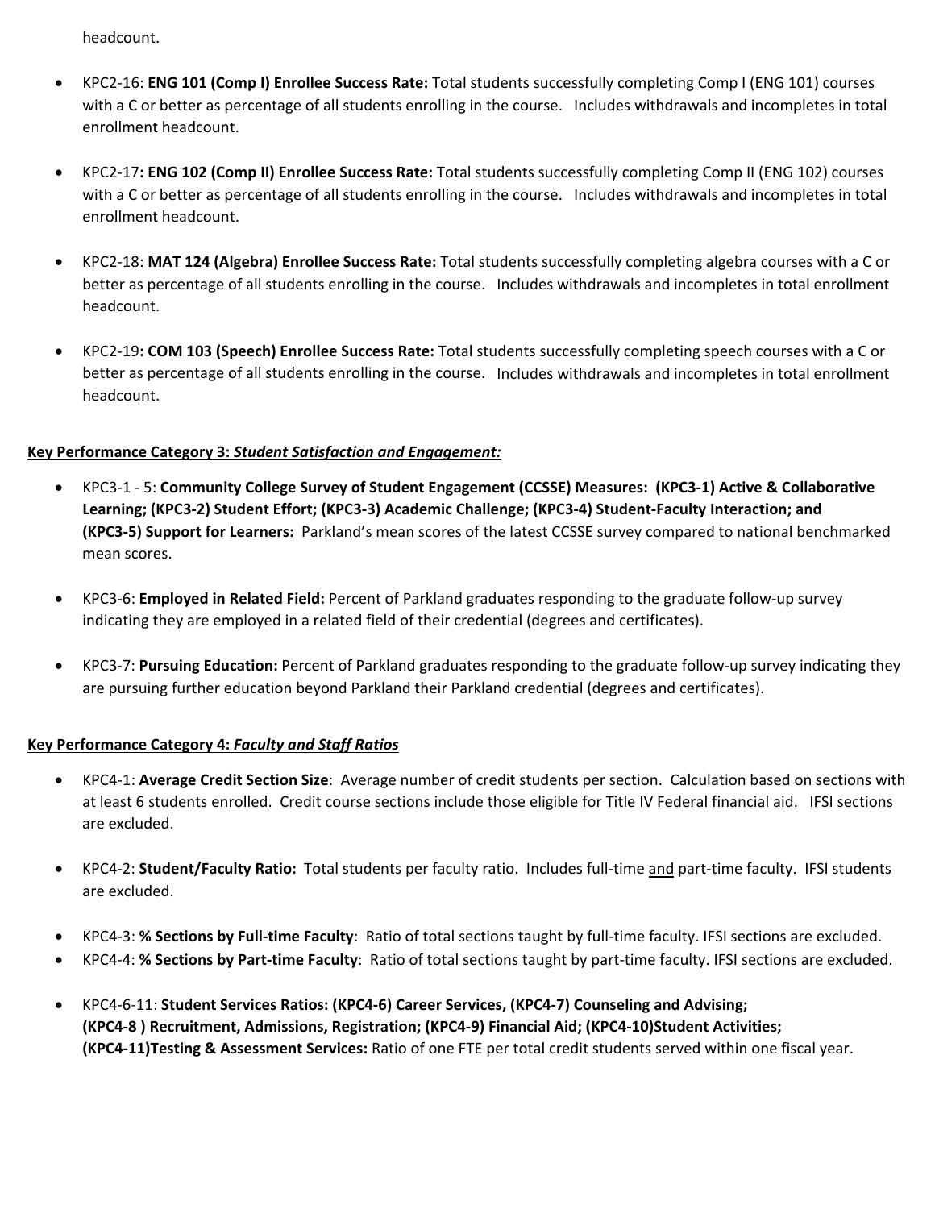headcount.

- KPC2-16: **ENG 101 (Comp I) Enrollee Success Rate:** Total students successfully completing Comp I (ENG 101) courses with a C or better as percentage of all students enrolling in the course. Includes withdrawals and incompletes in total enrollment headcount.

- KPC2-17**: ENG 102 (Comp II) Enrollee Success Rate:** Total students successfully completing Comp II (ENG 102) courses with a C or better as percentage of all students enrolling in the course. Includes withdrawals and incompletes in total enrollment headcount.

- KPC2-18: **MAT 124 (Algebra) Enrollee Success Rate:** Total students successfully completing algebra courses with a C or better as percentage of all students enrolling in the course. Includes withdrawals and incompletes in total enrollment headcount.

- KPC2-19**: COM 103 (Speech) Enrollee Success Rate:** Total students successfully completing speech courses with a C or better as percentage of all students enrolling in the course. Includes withdrawals and incompletes in total enrollment headcount.

**<u>Key Performance Category 3: *Student Satisfaction and Engagement:*</u>**

- KPC3-1 - 5: **Community College Survey of Student Engagement (CCSSE) Measures: (KPC3-1) Active & Collaborative Learning; (KPC3-2) Student Effort; (KPC3-3) Academic Challenge; (KPC3-4) Student-Faculty Interaction; and (KPC3-5) Support for Learners:** Parkland's mean scores of the latest CCSSE survey compared to national benchmarked mean scores.

- KPC3-6: **Employed in Related Field:** Percent of Parkland graduates responding to the graduate follow-up survey indicating they are employed in a related field of their credential (degrees and certificates).

- KPC3-7: **Pursuing Education:** Percent of Parkland graduates responding to the graduate follow-up survey indicating they are pursuing further education beyond Parkland their Parkland credential (degrees and certificates).

**<u>Key Performance Category 4: *Faculty and Staff Ratios*</u>**

- KPC4-1: **Average Credit Section Size**: Average number of credit students per section. Calculation based on sections with at least 6 students enrolled. Credit course sections include those eligible for Title IV Federal financial aid. IFSI sections are excluded.

- KPC4-2: **Student/Faculty Ratio:** Total students per faculty ratio. Includes full-time <u>and</u> part-time faculty. IFSI students are excluded.

- KPC4-3: **% Sections by Full-time Faculty**: Ratio of total sections taught by full-time faculty. IFSI sections are excluded.
- KPC4-4: **% Sections by Part-time Faculty**: Ratio of total sections taught by part-time faculty. IFSI sections are excluded.

- KPC4-6-11: **Student Services Ratios: (KPC4-6) Career Services, (KPC4-7) Counseling and Advising; (KPC4-8 ) Recruitment, Admissions, Registration; (KPC4-9) Financial Aid; (KPC4-10)Student Activities; (KPC4-11)Testing & Assessment Services:** Ratio of one FTE per total credit students served within one fiscal year.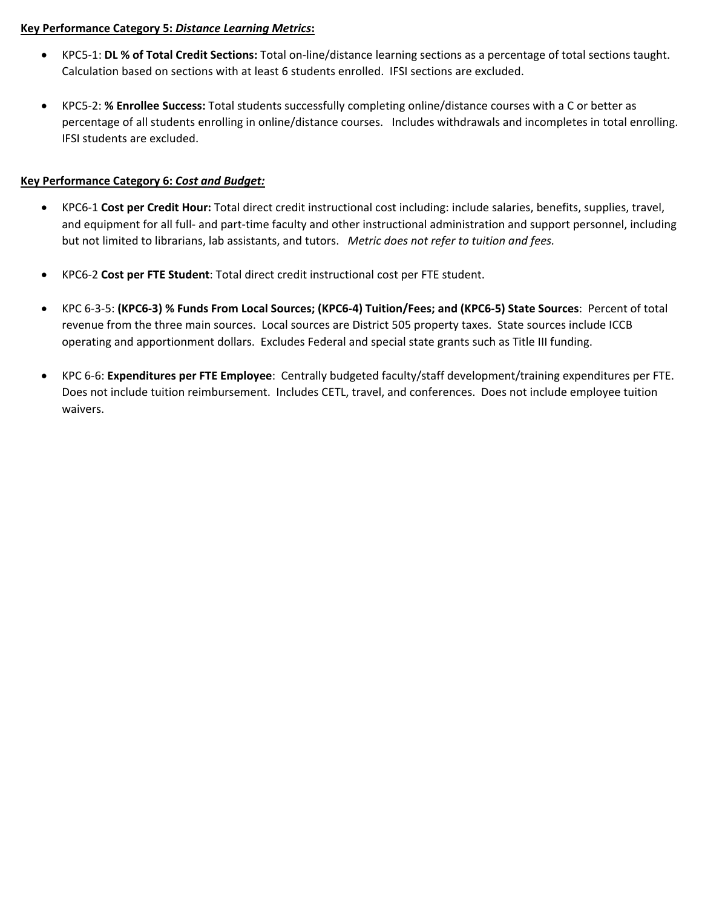**Key Performance Category 5: *Distance Learning Metrics*:**

- KPC5-1: **DL % of Total Credit Sections:** Total on-line/distance learning sections as a percentage of total sections taught. Calculation based on sections with at least 6 students enrolled. IFSI sections are excluded.

- KPC5-2: **% Enrollee Success:** Total students successfully completing online/distance courses with a C or better as percentage of all students enrolling in online/distance courses. Includes withdrawals and incompletes in total enrolling. IFSI students are excluded.

**Key Performance Category 6: *Cost and Budget:***

- KPC6-1 **Cost per Credit Hour:** Total direct credit instructional cost including: include salaries, benefits, supplies, travel, and equipment for all full- and part-time faculty and other instructional administration and support personnel, including but not limited to librarians, lab assistants, and tutors. *Metric does not refer to tuition and fees.*

- KPC6-2 **Cost per FTE Student**: Total direct credit instructional cost per FTE student.

- KPC 6-3-5: **(KPC6-3) % Funds From Local Sources; (KPC6-4) Tuition/Fees; and (KPC6-5) State Sources**: Percent of total revenue from the three main sources. Local sources are District 505 property taxes. State sources include ICCB operating and apportionment dollars. Excludes Federal and special state grants such as Title III funding.

- KPC 6-6: **Expenditures per FTE Employee**: Centrally budgeted faculty/staff development/training expenditures per FTE. Does not include tuition reimbursement. Includes CETL, travel, and conferences. Does not include employee tuition waivers.